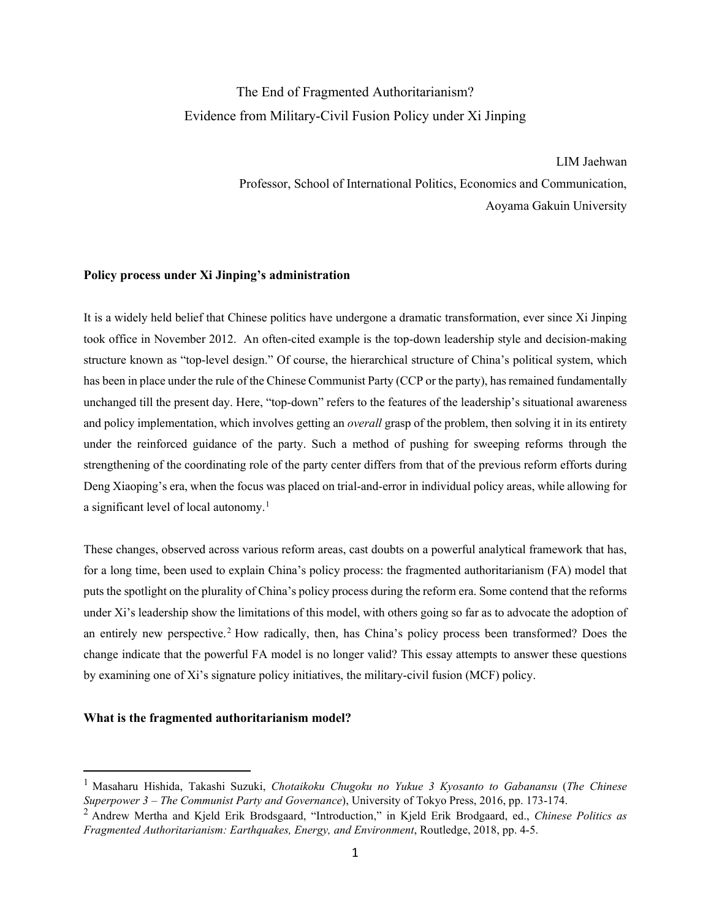# The End of Fragmented Authoritarianism?
# Evidence from Military-Civil Fusion Policy under Xi Jinping

LIM Jaehwan

Professor, School of International Politics, Economics and Communication,
Aoyama Gakuin University

## Policy process under Xi Jinping's administration

It is a widely held belief that Chinese politics have undergone a dramatic transformation, ever since Xi Jinping took office in November 2012. An often-cited example is the top-down leadership style and decision-making structure known as "top-level design." Of course, the hierarchical structure of China's political system, which has been in place under the rule of the Chinese Communist Party (CCP or the party), has remained fundamentally unchanged till the present day. Here, "top-down" refers to the features of the leadership's situational awareness and policy implementation, which involves getting an *overall* grasp of the problem, then solving it in its entirety under the reinforced guidance of the party. Such a method of pushing for sweeping reforms through the strengthening of the coordinating role of the party center differs from that of the previous reform efforts during Deng Xiaoping's era, when the focus was placed on trial-and-error in individual policy areas, while allowing for a significant level of local autonomy.[1]

These changes, observed across various reform areas, cast doubts on a powerful analytical framework that has, for a long time, been used to explain China's policy process: the fragmented authoritarianism (FA) model that puts the spotlight on the plurality of China's policy process during the reform era. Some contend that the reforms under Xi's leadership show the limitations of this model, with others going so far as to advocate the adoption of an entirely new perspective.[2] How radically, then, has China's policy process been transformed? Does the change indicate that the powerful FA model is no longer valid? This essay attempts to answer these questions by examining one of Xi's signature policy initiatives, the military-civil fusion (MCF) policy.

## What is the fragmented authoritarianism model?

---

[1] Masaharu Hishida, Takashi Suzuki, *Chotaikoku Chugoku no Yukue 3 Kyosanto to Gabanansu* (*The Chinese Superpower 3 – The Communist Party and Governance*), University of Tokyo Press, 2016, pp. 173-174.

[2] Andrew Mertha and Kjeld Erik Brodsgaard, "Introduction," in Kjeld Erik Brodgaard, ed., *Chinese Politics as Fragmented Authoritarianism: Earthquakes, Energy, and Environment*, Routledge, 2018, pp. 4-5.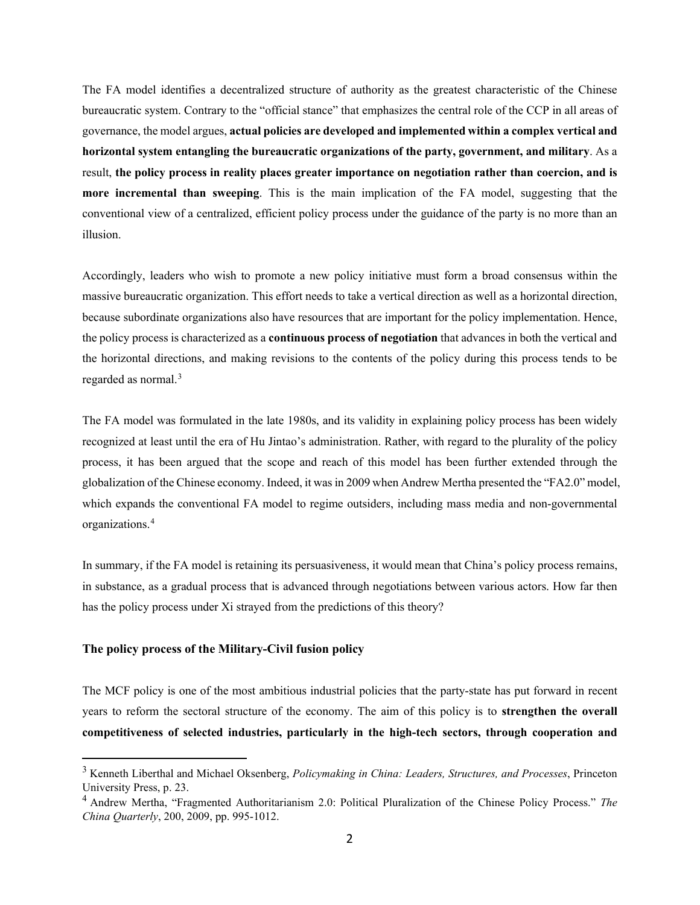The FA model identifies a decentralized structure of authority as the greatest characteristic of the Chinese bureaucratic system. Contrary to the "official stance" that emphasizes the central role of the CCP in all areas of governance, the model argues, **actual policies are developed and implemented within a complex vertical and horizontal system entangling the bureaucratic organizations of the party, government, and military**. As a result, **the policy process in reality places greater importance on negotiation rather than coercion, and is more incremental than sweeping**. This is the main implication of the FA model, suggesting that the conventional view of a centralized, efficient policy process under the guidance of the party is no more than an illusion.

Accordingly, leaders who wish to promote a new policy initiative must form a broad consensus within the massive bureaucratic organization. This effort needs to take a vertical direction as well as a horizontal direction, because subordinate organizations also have resources that are important for the policy implementation. Hence, the policy process is characterized as a **continuous process of negotiation** that advances in both the vertical and the horizontal directions, and making revisions to the contents of the policy during this process tends to be regarded as normal.[3]

The FA model was formulated in the late 1980s, and its validity in explaining policy process has been widely recognized at least until the era of Hu Jintao's administration. Rather, with regard to the plurality of the policy process, it has been argued that the scope and reach of this model has been further extended through the globalization of the Chinese economy. Indeed, it was in 2009 when Andrew Mertha presented the "FA2.0" model, which expands the conventional FA model to regime outsiders, including mass media and non-governmental organizations.[4]

In summary, if the FA model is retaining its persuasiveness, it would mean that China's policy process remains, in substance, as a gradual process that is advanced through negotiations between various actors. How far then has the policy process under Xi strayed from the predictions of this theory?

### The policy process of the Military-Civil fusion policy

The MCF policy is one of the most ambitious industrial policies that the party-state has put forward in recent years to reform the sectoral structure of the economy. The aim of this policy is to **strengthen the overall competitiveness of selected industries, particularly in the high-tech sectors, through cooperation and**

---

[3] Kenneth Liberthal and Michael Oksenberg, *Policymaking in China: Leaders, Structures, and Processes*, Princeton University Press, p. 23.

[4] Andrew Mertha, "Fragmented Authoritarianism 2.0: Political Pluralization of the Chinese Policy Process." *The China Quarterly*, 200, 2009, pp. 995-1012.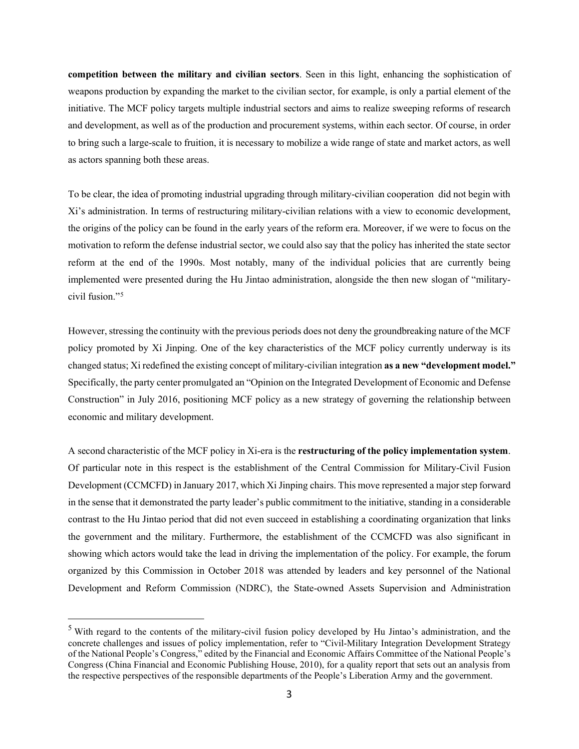**competition between the military and civilian sectors**. Seen in this light, enhancing the sophistication of weapons production by expanding the market to the civilian sector, for example, is only a partial element of the initiative. The MCF policy targets multiple industrial sectors and aims to realize sweeping reforms of research and development, as well as of the production and procurement systems, within each sector. Of course, in order to bring such a large-scale to fruition, it is necessary to mobilize a wide range of state and market actors, as well as actors spanning both these areas.

To be clear, the idea of promoting industrial upgrading through military-civilian cooperation did not begin with Xi's administration. In terms of restructuring military-civilian relations with a view to economic development, the origins of the policy can be found in the early years of the reform era. Moreover, if we were to focus on the motivation to reform the defense industrial sector, we could also say that the policy has inherited the state sector reform at the end of the 1990s. Most notably, many of the individual policies that are currently being implemented were presented during the Hu Jintao administration, alongside the then new slogan of "military-civil fusion."[5]

However, stressing the continuity with the previous periods does not deny the groundbreaking nature of the MCF policy promoted by Xi Jinping. One of the key characteristics of the MCF policy currently underway is its changed status; Xi redefined the existing concept of military-civilian integration **as a new "development model."** Specifically, the party center promulgated an "Opinion on the Integrated Development of Economic and Defense Construction" in July 2016, positioning MCF policy as a new strategy of governing the relationship between economic and military development.

A second characteristic of the MCF policy in Xi-era is the **restructuring of the policy implementation system**. Of particular note in this respect is the establishment of the Central Commission for Military-Civil Fusion Development (CCMCFD) in January 2017, which Xi Jinping chairs. This move represented a major step forward in the sense that it demonstrated the party leader's public commitment to the initiative, standing in a considerable contrast to the Hu Jintao period that did not even succeed in establishing a coordinating organization that links the government and the military. Furthermore, the establishment of the CCMCFD was also significant in showing which actors would take the lead in driving the implementation of the policy. For example, the forum organized by this Commission in October 2018 was attended by leaders and key personnel of the National Development and Reform Commission (NDRC), the State-owned Assets Supervision and Administration

---

[5] With regard to the contents of the military-civil fusion policy developed by Hu Jintao's administration, and the concrete challenges and issues of policy implementation, refer to "Civil-Military Integration Development Strategy of the National People's Congress," edited by the Financial and Economic Affairs Committee of the National People's Congress (China Financial and Economic Publishing House, 2010), for a quality report that sets out an analysis from the respective perspectives of the responsible departments of the People's Liberation Army and the government.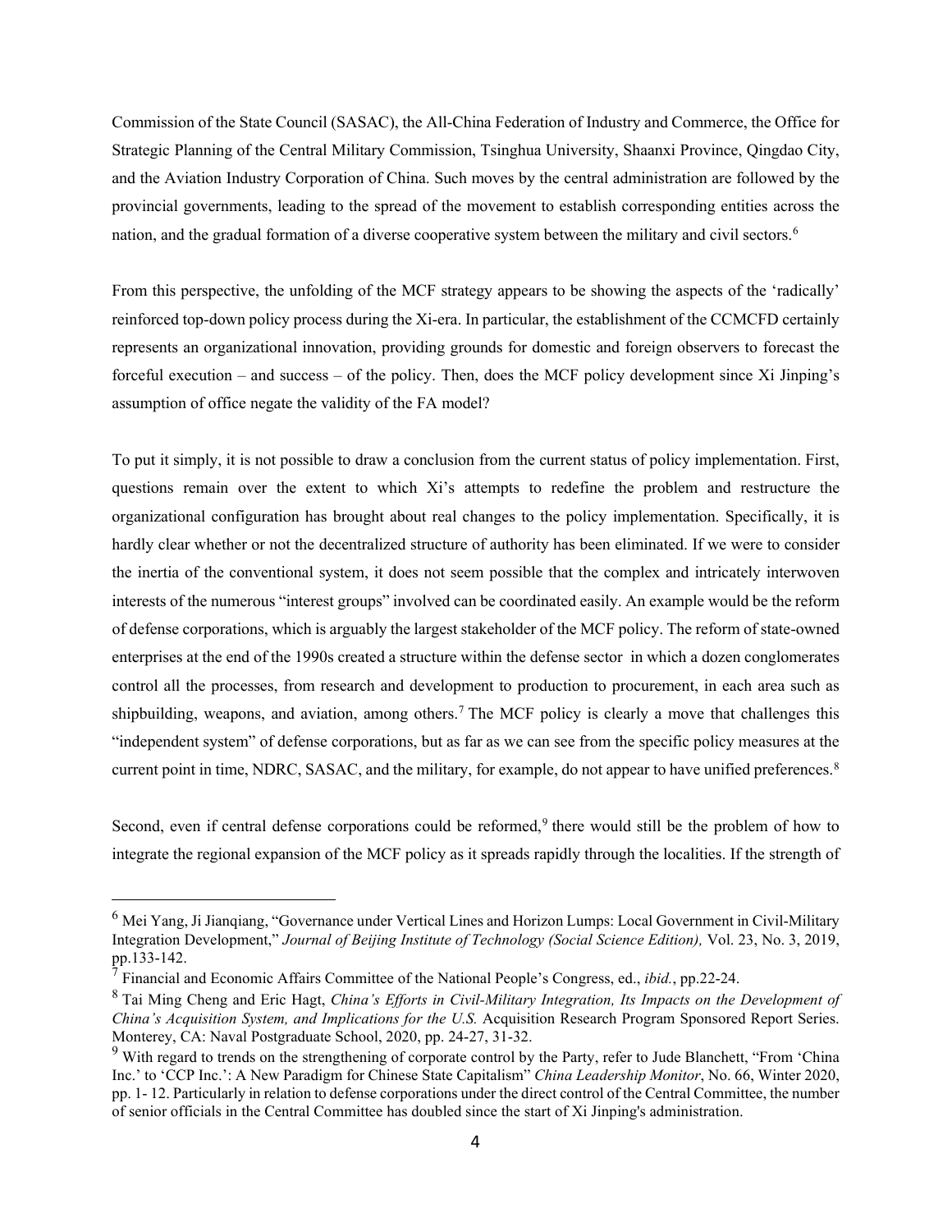Commission of the State Council (SASAC), the All-China Federation of Industry and Commerce, the Office for Strategic Planning of the Central Military Commission, Tsinghua University, Shaanxi Province, Qingdao City, and the Aviation Industry Corporation of China. Such moves by the central administration are followed by the provincial governments, leading to the spread of the movement to establish corresponding entities across the nation, and the gradual formation of a diverse cooperative system between the military and civil sectors.[6]

From this perspective, the unfolding of the MCF strategy appears to be showing the aspects of the 'radically' reinforced top-down policy process during the Xi-era. In particular, the establishment of the CCMCFD certainly represents an organizational innovation, providing grounds for domestic and foreign observers to forecast the forceful execution – and success – of the policy. Then, does the MCF policy development since Xi Jinping's assumption of office negate the validity of the FA model?

To put it simply, it is not possible to draw a conclusion from the current status of policy implementation. First, questions remain over the extent to which Xi's attempts to redefine the problem and restructure the organizational configuration has brought about real changes to the policy implementation. Specifically, it is hardly clear whether or not the decentralized structure of authority has been eliminated. If we were to consider the inertia of the conventional system, it does not seem possible that the complex and intricately interwoven interests of the numerous "interest groups" involved can be coordinated easily. An example would be the reform of defense corporations, which is arguably the largest stakeholder of the MCF policy. The reform of state-owned enterprises at the end of the 1990s created a structure within the defense sector in which a dozen conglomerates control all the processes, from research and development to production to procurement, in each area such as shipbuilding, weapons, and aviation, among others.[7] The MCF policy is clearly a move that challenges this "independent system" of defense corporations, but as far as we can see from the specific policy measures at the current point in time, NDRC, SASAC, and the military, for example, do not appear to have unified preferences.[8]

Second, even if central defense corporations could be reformed,[9] there would still be the problem of how to integrate the regional expansion of the MCF policy as it spreads rapidly through the localities. If the strength of

---

[6] Mei Yang, Ji Jianqiang, "Governance under Vertical Lines and Horizon Lumps: Local Government in Civil-Military Integration Development," *Journal of Beijing Institute of Technology (Social Science Edition),* Vol. 23, No. 3, 2019, pp.133-142.

[7] Financial and Economic Affairs Committee of the National People's Congress, ed., *ibid.*, pp.22-24.

[8] Tai Ming Cheng and Eric Hagt, *China's Efforts in Civil-Military Integration, Its Impacts on the Development of China's Acquisition System, and Implications for the U.S.* Acquisition Research Program Sponsored Report Series. Monterey, CA: Naval Postgraduate School, 2020, pp. 24-27, 31-32.

[9] With regard to trends on the strengthening of corporate control by the Party, refer to Jude Blanchett, "From 'China Inc.' to 'CCP Inc.': A New Paradigm for Chinese State Capitalism" *China Leadership Monitor*, No. 66, Winter 2020, pp. 1- 12. Particularly in relation to defense corporations under the direct control of the Central Committee, the number of senior officials in the Central Committee has doubled since the start of Xi Jinping's administration.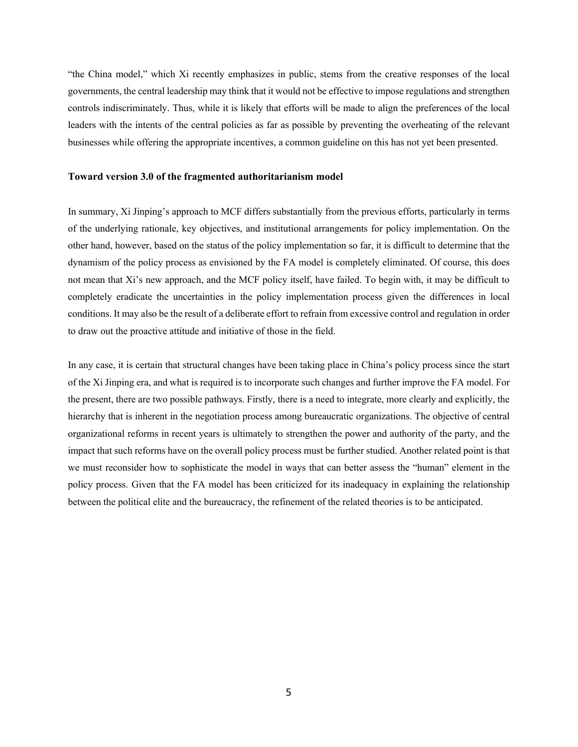"the China model," which Xi recently emphasizes in public, stems from the creative responses of the local governments, the central leadership may think that it would not be effective to impose regulations and strengthen controls indiscriminately. Thus, while it is likely that efforts will be made to align the preferences of the local leaders with the intents of the central policies as far as possible by preventing the overheating of the relevant businesses while offering the appropriate incentives, a common guideline on this has not yet been presented.

### Toward version 3.0 of the fragmented authoritarianism model

In summary, Xi Jinping's approach to MCF differs substantially from the previous efforts, particularly in terms of the underlying rationale, key objectives, and institutional arrangements for policy implementation. On the other hand, however, based on the status of the policy implementation so far, it is difficult to determine that the dynamism of the policy process as envisioned by the FA model is completely eliminated. Of course, this does not mean that Xi's new approach, and the MCF policy itself, have failed. To begin with, it may be difficult to completely eradicate the uncertainties in the policy implementation process given the differences in local conditions. It may also be the result of a deliberate effort to refrain from excessive control and regulation in order to draw out the proactive attitude and initiative of those in the field.

In any case, it is certain that structural changes have been taking place in China's policy process since the start of the Xi Jinping era, and what is required is to incorporate such changes and further improve the FA model. For the present, there are two possible pathways. Firstly, there is a need to integrate, more clearly and explicitly, the hierarchy that is inherent in the negotiation process among bureaucratic organizations. The objective of central organizational reforms in recent years is ultimately to strengthen the power and authority of the party, and the impact that such reforms have on the overall policy process must be further studied. Another related point is that we must reconsider how to sophisticate the model in ways that can better assess the "human" element in the policy process. Given that the FA model has been criticized for its inadequacy in explaining the relationship between the political elite and the bureaucracy, the refinement of the related theories is to be anticipated.